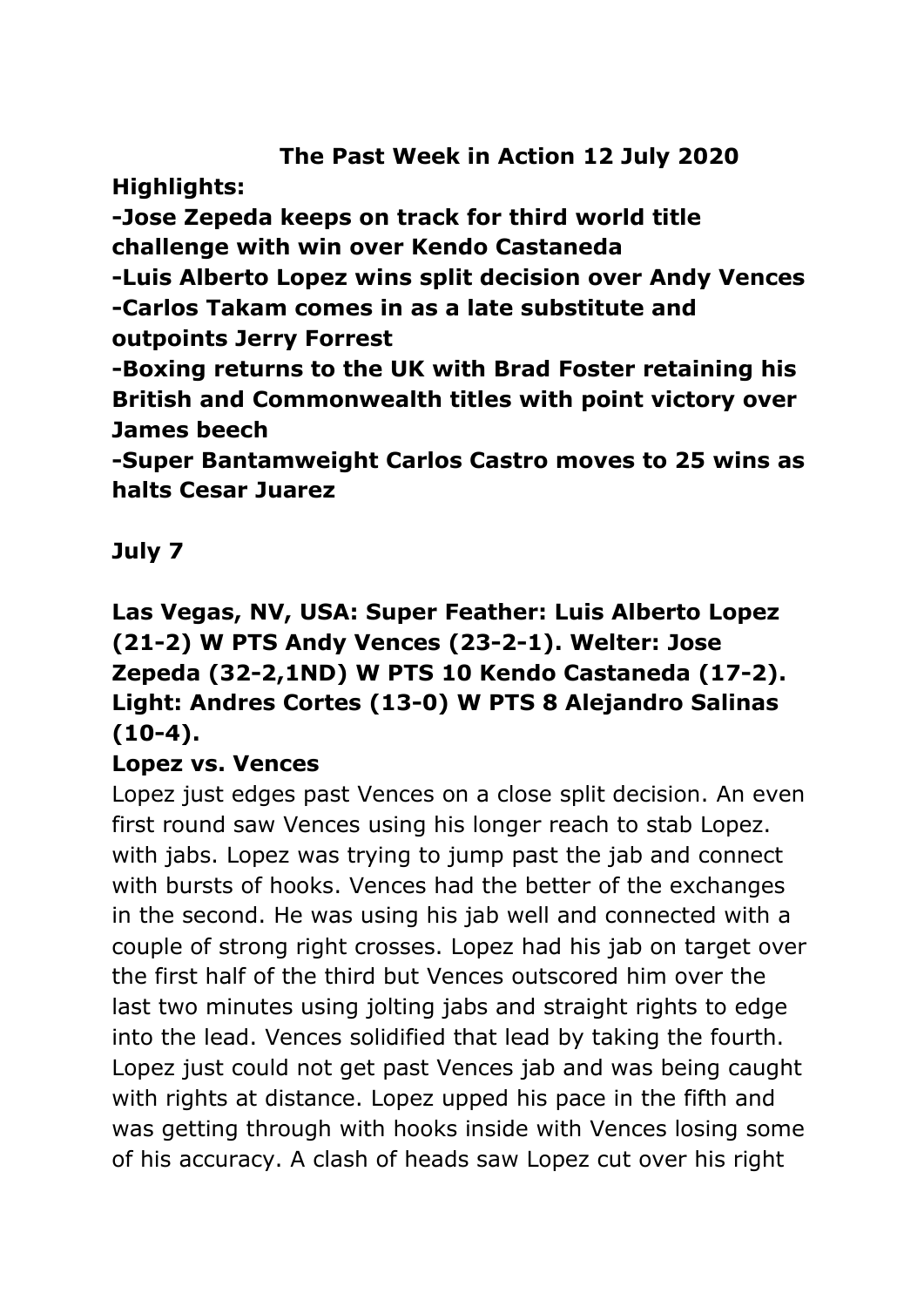# The Past Week in Action 12 July 2020

**Highlights:**

**-Jose Zepeda keeps on track for third world title challenge with win over Kendo Castaneda**

**-Luis Alberto Lopez wins split decision over Andy Vences**

**-Carlos Takam comes in as a late substitute and outpoints Jerry Forrest**

**-Boxing returns to the UK with Brad Foster retaining his British and Commonwealth titles with point victory over James beech**

**-Super Bantamweight Carlos Castro moves to 25 wins as halts Cesar Juarez**

## July 7

**Las Vegas, NV, USA: Super Feather: Luis Alberto Lopez (21-2) W PTS Andy Vences (23-2-1). Welter: Jose Zepeda (32-2,1ND) W PTS 10 Kendo Castaneda (17-2). Light: Andres Cortes (13-0) W PTS 8 Alejandro Salinas (10-4).**

**Lopez vs. Vences**

Lopez just edges past Vences on a close split decision. An even first round saw Vences using his longer reach to stab Lopez. with jabs. Lopez was trying to jump past the jab and connect with bursts of hooks. Vences had the better of the exchanges in the second. He was using his jab well and connected with a couple of strong right crosses. Lopez had his jab on target over the first half of the third but Vences outscored him over the last two minutes using jolting jabs and straight rights to edge into the lead. Vences solidified that lead by taking the fourth. Lopez just could not get past Vences jab and was being caught with rights at distance. Lopez upped his pace in the fifth and was getting through with hooks inside with Vences losing some of his accuracy. A clash of heads saw Lopez cut over his right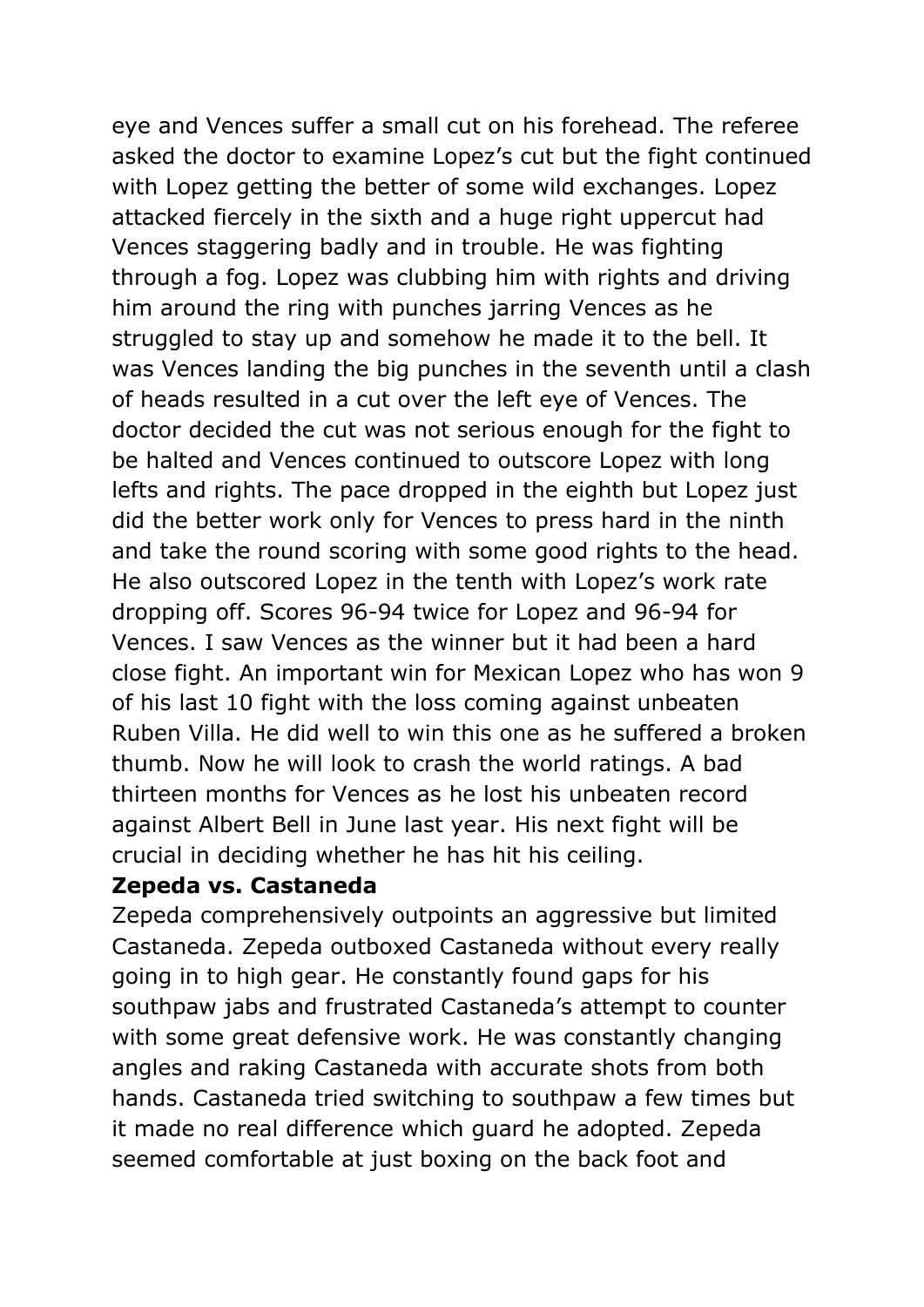eye and Vences suffer a small cut on his forehead. The referee asked the doctor to examine Lopez's cut but the fight continued with Lopez getting the better of some wild exchanges. Lopez attacked fiercely in the sixth and a huge right uppercut had Vences staggering badly and in trouble. He was fighting through a fog. Lopez was clubbing him with rights and driving him around the ring with punches jarring Vences as he struggled to stay up and somehow he made it to the bell. It was Vences landing the big punches in the seventh until a clash of heads resulted in a cut over the left eye of Vences. The doctor decided the cut was not serious enough for the fight to be halted and Vences continued to outscore Lopez with long lefts and rights. The pace dropped in the eighth but Lopez just did the better work only for Vences to press hard in the ninth and take the round scoring with some good rights to the head. He also outscored Lopez in the tenth with Lopez's work rate dropping off. Scores 96-94 twice for Lopez and 96-94 for Vences. I saw Vences as the winner but it had been a hard close fight. An important win for Mexican Lopez who has won 9 of his last 10 fight with the loss coming against unbeaten Ruben Villa. He did well to win this one as he suffered a broken thumb. Now he will look to crash the world ratings. A bad thirteen months for Vences as he lost his unbeaten record against Albert Bell in June last year. His next fight will be crucial in deciding whether he has hit his ceiling.

**Zepeda vs. Castaneda**

Zepeda comprehensively outpoints an aggressive but limited Castaneda. Zepeda outboxed Castaneda without every really going in to high gear. He constantly found gaps for his southpaw jabs and frustrated Castaneda's attempt to counter with some great defensive work. He was constantly changing angles and raking Castaneda with accurate shots from both hands. Castaneda tried switching to southpaw a few times but it made no real difference which guard he adopted. Zepeda seemed comfortable at just boxing on the back foot and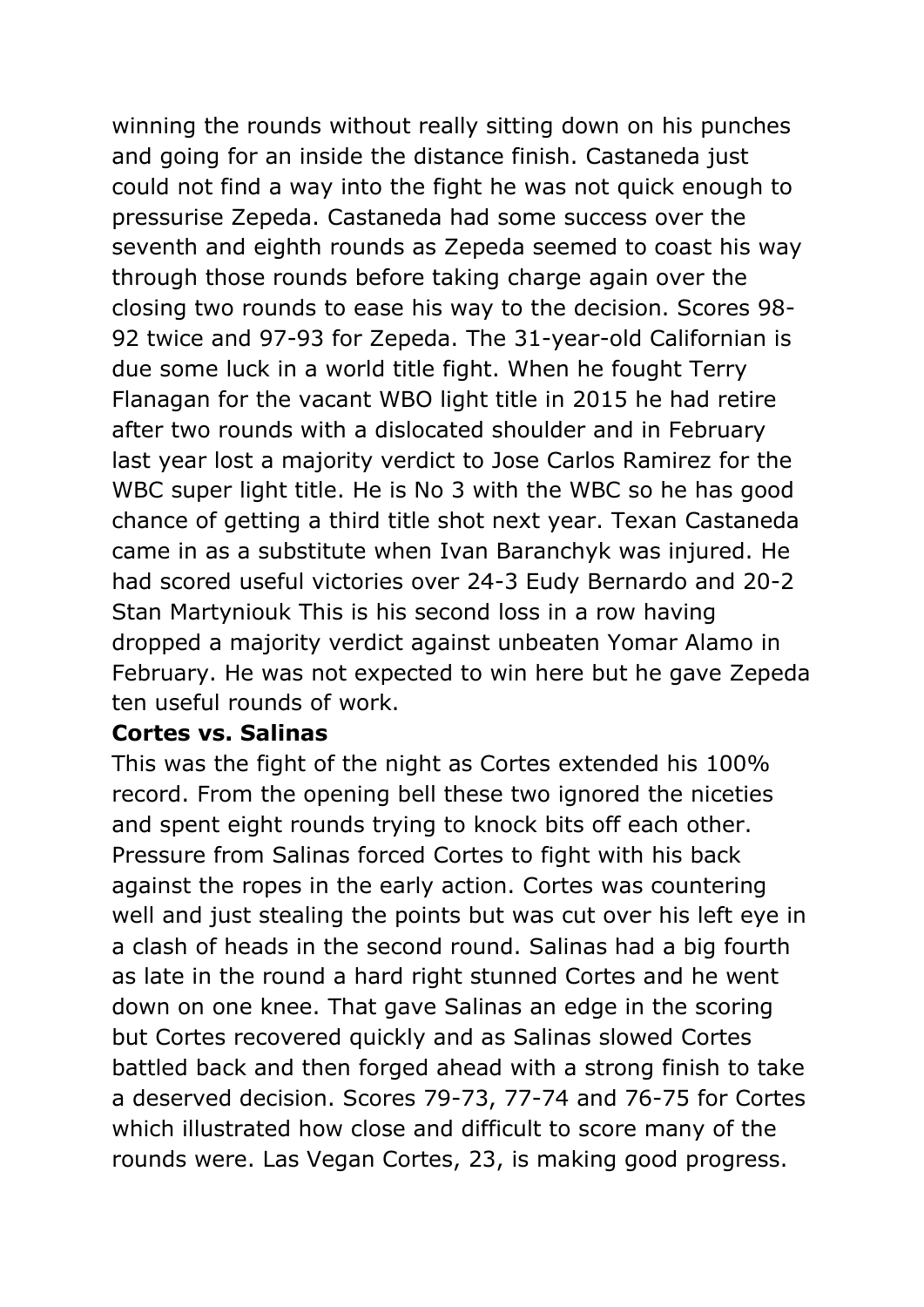winning the rounds without really sitting down on his punches and going for an inside the distance finish. Castaneda just could not find a way into the fight he was not quick enough to pressurise Zepeda. Castaneda had some success over the seventh and eighth rounds as Zepeda seemed to coast his way through those rounds before taking charge again over the closing two rounds to ease his way to the decision. Scores 98-92 twice and 97-93 for Zepeda. The 31-year-old Californian is due some luck in a world title fight. When he fought Terry Flanagan for the vacant WBO light title in 2015 he had retire after two rounds with a dislocated shoulder and in February last year lost a majority verdict to Jose Carlos Ramirez for the WBC super light title. He is No 3 with the WBC so he has good chance of getting a third title shot next year. Texan Castaneda came in as a substitute when Ivan Baranchyk was injured. He had scored useful victories over 24-3 Eudy Bernardo and 20-2 Stan Martyniouk This is his second loss in a row having dropped a majority verdict against unbeaten Yomar Alamo in February. He was not expected to win here but he gave Zepeda ten useful rounds of work.

**Cortes vs. Salinas**

This was the fight of the night as Cortes extended his 100% record. From the opening bell these two ignored the niceties and spent eight rounds trying to knock bits off each other. Pressure from Salinas forced Cortes to fight with his back against the ropes in the early action. Cortes was countering well and just stealing the points but was cut over his left eye in a clash of heads in the second round. Salinas had a big fourth as late in the round a hard right stunned Cortes and he went down on one knee. That gave Salinas an edge in the scoring but Cortes recovered quickly and as Salinas slowed Cortes battled back and then forged ahead with a strong finish to take a deserved decision. Scores 79-73, 77-74 and 76-75 for Cortes which illustrated how close and difficult to score many of the rounds were. Las Vegan Cortes, 23, is making good progress.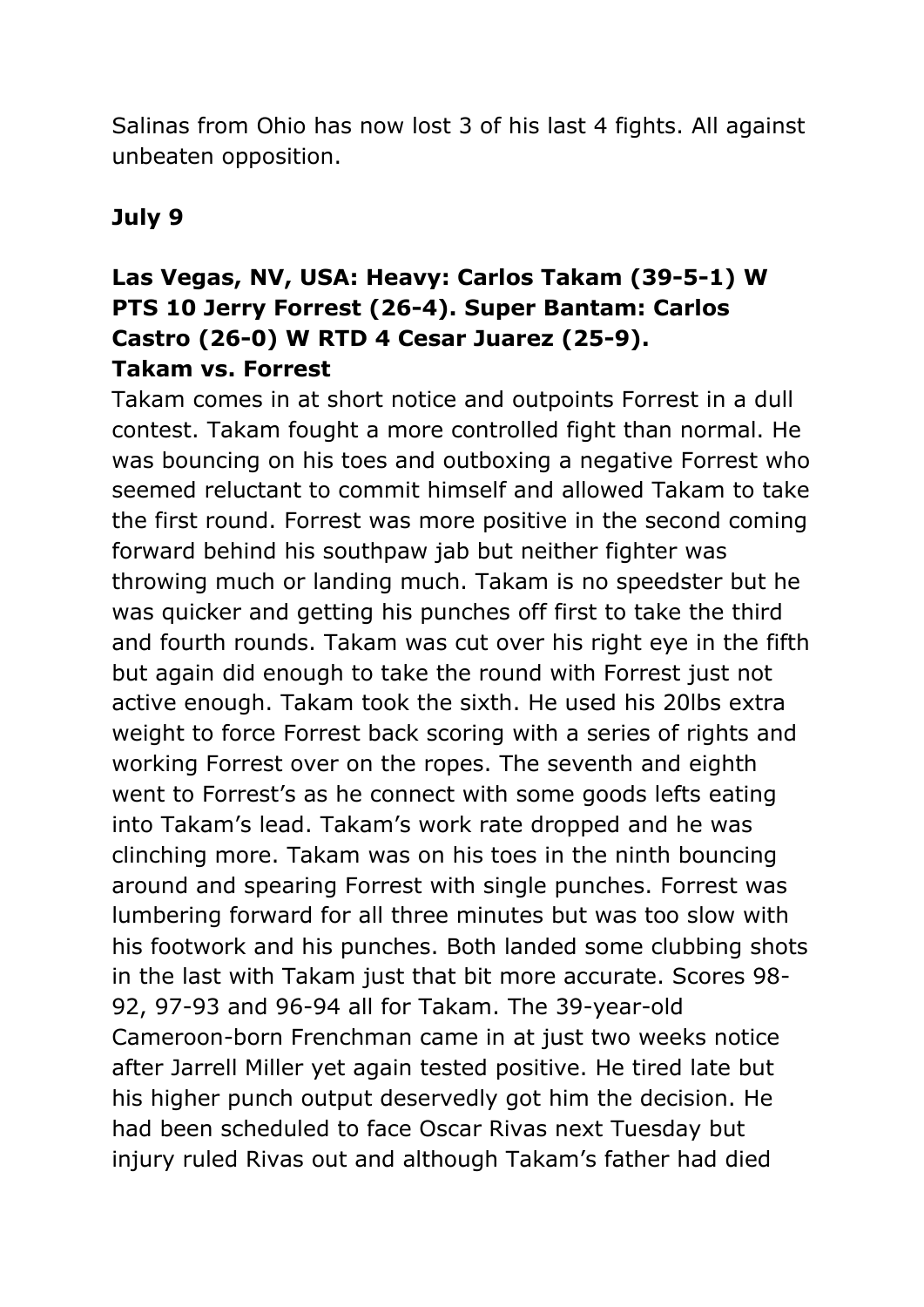Salinas from Ohio has now lost 3 of his last 4 fights. All against unbeaten opposition.

**July 9**

**Las Vegas, NV, USA: Heavy: Carlos Takam (39-5-1) W PTS 10 Jerry Forrest (26-4). Super Bantam: Carlos Castro (26-0) W RTD 4 Cesar Juarez (25-9).**

**Takam vs. Forrest**

Takam comes in at short notice and outpoints Forrest in a dull contest. Takam fought a more controlled fight than normal. He was bouncing on his toes and outboxing a negative Forrest who seemed reluctant to commit himself and allowed Takam to take the first round. Forrest was more positive in the second coming forward behind his southpaw jab but neither fighter was throwing much or landing much. Takam is no speedster but he was quicker and getting his punches off first to take the third and fourth rounds. Takam was cut over his right eye in the fifth but again did enough to take the round with Forrest just not active enough. Takam took the sixth. He used his 20lbs extra weight to force Forrest back scoring with a series of rights and working Forrest over on the ropes. The seventh and eighth went to Forrest's as he connect with some goods lefts eating into Takam's lead. Takam's work rate dropped and he was clinching more. Takam was on his toes in the ninth bouncing around and spearing Forrest with single punches. Forrest was lumbering forward for all three minutes but was too slow with his footwork and his punches. Both landed some clubbing shots in the last with Takam just that bit more accurate. Scores 98-92, 97-93 and 96-94 all for Takam. The 39-year-old Cameroon-born Frenchman came in at just two weeks notice after Jarrell Miller yet again tested positive. He tired late but his higher punch output deservedly got him the decision. He had been scheduled to face Oscar Rivas next Tuesday but injury ruled Rivas out and although Takam's father had died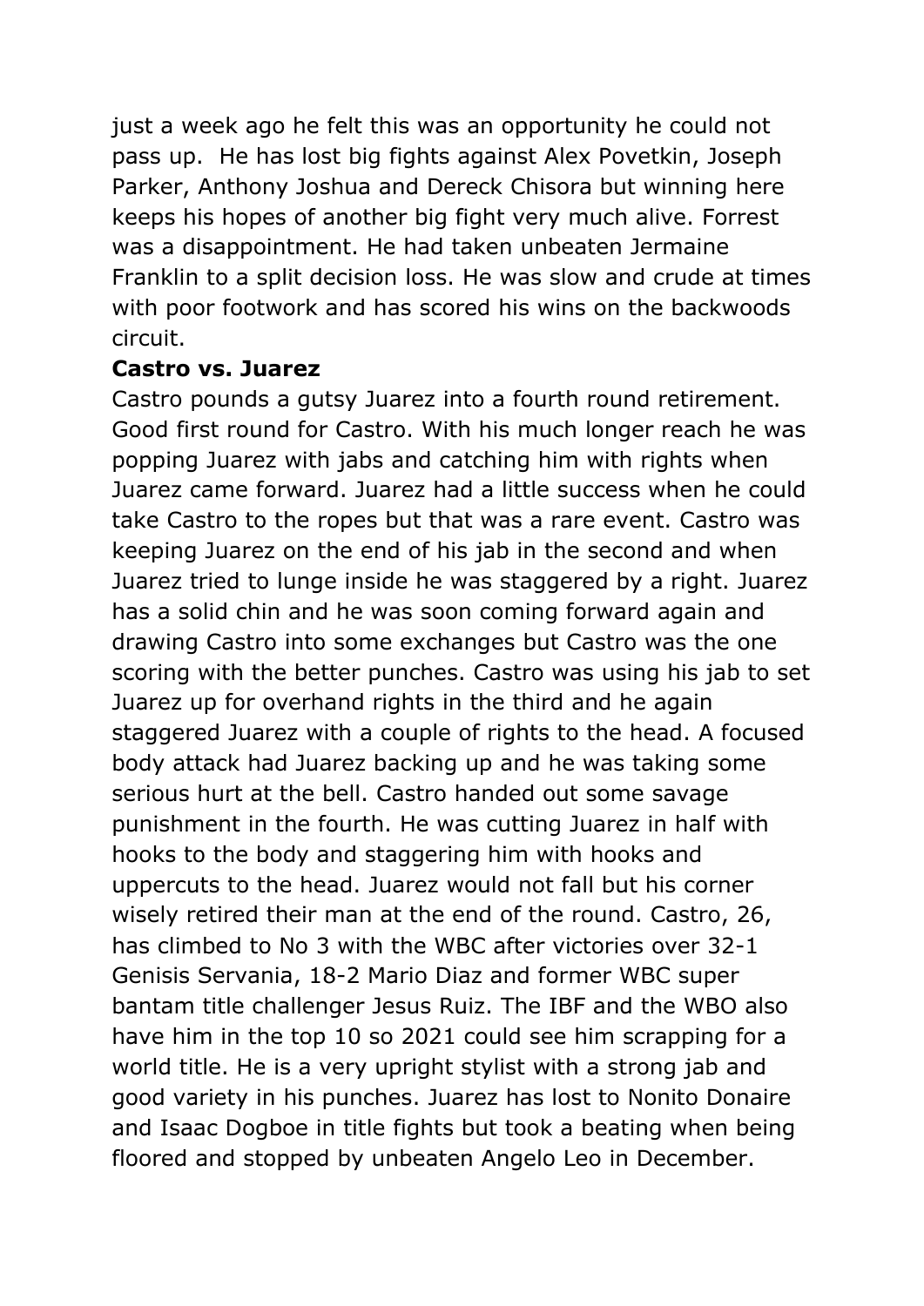just a week ago he felt this was an opportunity he could not pass up. He has lost big fights against Alex Povetkin, Joseph Parker, Anthony Joshua and Dereck Chisora but winning here keeps his hopes of another big fight very much alive. Forrest was a disappointment. He had taken unbeaten Jermaine Franklin to a split decision loss. He was slow and crude at times with poor footwork and has scored his wins on the backwoods circuit.

**Castro vs. Juarez**

Castro pounds a gutsy Juarez into a fourth round retirement. Good first round for Castro. With his much longer reach he was popping Juarez with jabs and catching him with rights when Juarez came forward. Juarez had a little success when he could take Castro to the ropes but that was a rare event. Castro was keeping Juarez on the end of his jab in the second and when Juarez tried to lunge inside he was staggered by a right. Juarez has a solid chin and he was soon coming forward again and drawing Castro into some exchanges but Castro was the one scoring with the better punches. Castro was using his jab to set Juarez up for overhand rights in the third and he again staggered Juarez with a couple of rights to the head. A focused body attack had Juarez backing up and he was taking some serious hurt at the bell. Castro handed out some savage punishment in the fourth. He was cutting Juarez in half with hooks to the body and staggering him with hooks and uppercuts to the head. Juarez would not fall but his corner wisely retired their man at the end of the round. Castro, 26, has climbed to No 3 with the WBC after victories over 32-1 Genisis Servania, 18-2 Mario Diaz and former WBC super bantam title challenger Jesus Ruiz. The IBF and the WBO also have him in the top 10 so 2021 could see him scrapping for a world title. He is a very upright stylist with a strong jab and good variety in his punches. Juarez has lost to Nonito Donaire and Isaac Dogboe in title fights but took a beating when being floored and stopped by unbeaten Angelo Leo in December.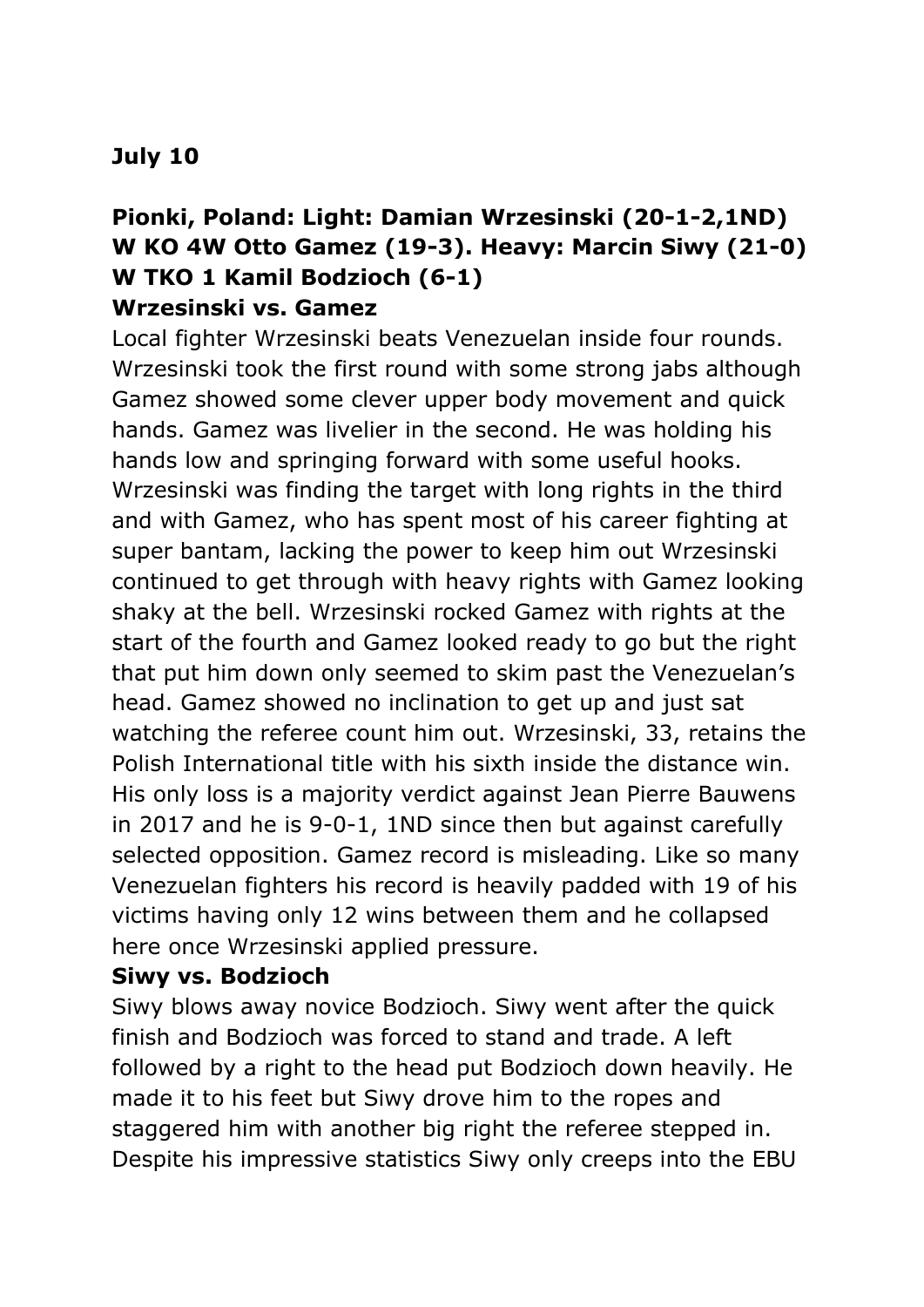**July 10**

**Pionki, Poland: Light: Damian Wrzesinski (20-1-2,1ND) W KO 4W Otto Gamez (19-3). Heavy: Marcin Siwy (21-0) W TKO 1 Kamil Bodzioch (6-1)**

**Wrzesinski vs. Gamez**

Local fighter Wrzesinski beats Venezuelan inside four rounds. Wrzesinski took the first round with some strong jabs although Gamez showed some clever upper body movement and quick hands. Gamez was livelier in the second. He was holding his hands low and springing forward with some useful hooks. Wrzesinski was finding the target with long rights in the third and with Gamez, who has spent most of his career fighting at super bantam, lacking the power to keep him out Wrzesinski continued to get through with heavy rights with Gamez looking shaky at the bell. Wrzesinski rocked Gamez with rights at the start of the fourth and Gamez looked ready to go but the right that put him down only seemed to skim past the Venezuelan's head. Gamez showed no inclination to get up and just sat watching the referee count him out. Wrzesinski, 33, retains the Polish International title with his sixth inside the distance win. His only loss is a majority verdict against Jean Pierre Bauwens in 2017 and he is 9-0-1, 1ND since then but against carefully selected opposition. Gamez record is misleading. Like so many Venezuelan fighters his record is heavily padded with 19 of his victims having only 12 wins between them and he collapsed here once Wrzesinski applied pressure.

**Siwy vs. Bodzioch**

Siwy blows away novice Bodzioch. Siwy went after the quick finish and Bodzioch was forced to stand and trade. A left followed by a right to the head put Bodzioch down heavily. He made it to his feet but Siwy drove him to the ropes and staggered him with another big right the referee stepped in. Despite his impressive statistics Siwy only creeps into the EBU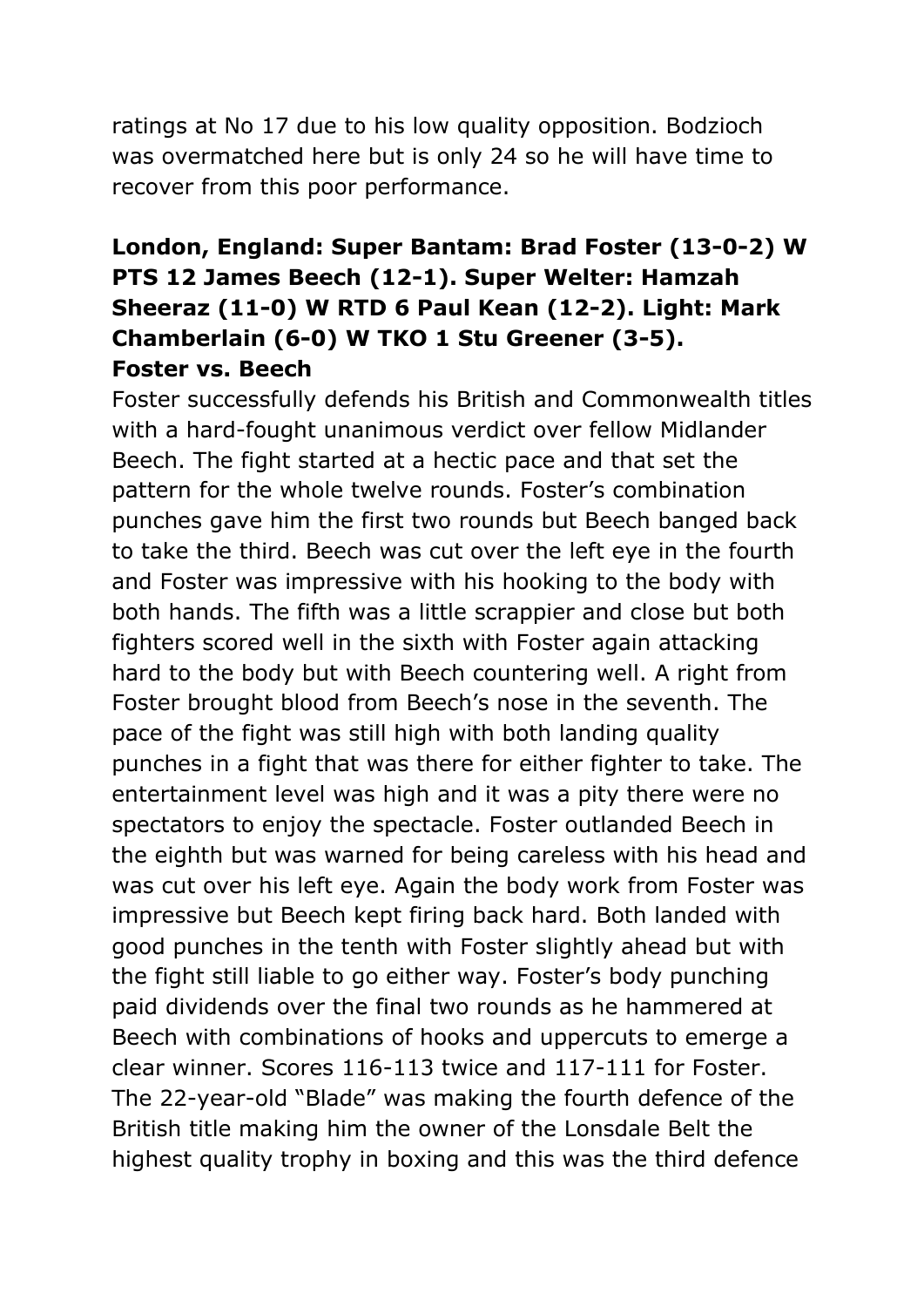ratings at No 17 due to his low quality opposition. Bodzioch was overmatched here but is only 24 so he will have time to recover from this poor performance.

**London, England: Super Bantam: Brad Foster (13-0-2) W PTS 12 James Beech (12-1). Super Welter: Hamzah Sheeraz (11-0) W RTD 6 Paul Kean (12-2). Light: Mark Chamberlain (6-0) W TKO 1 Stu Greener (3-5).**

**Foster vs. Beech**

Foster successfully defends his British and Commonwealth titles with a hard-fought unanimous verdict over fellow Midlander Beech. The fight started at a hectic pace and that set the pattern for the whole twelve rounds. Foster's combination punches gave him the first two rounds but Beech banged back to take the third. Beech was cut over the left eye in the fourth and Foster was impressive with his hooking to the body with both hands. The fifth was a little scrappier and close but both fighters scored well in the sixth with Foster again attacking hard to the body but with Beech countering well. A right from Foster brought blood from Beech's nose in the seventh. The pace of the fight was still high with both landing quality punches in a fight that was there for either fighter to take. The entertainment level was high and it was a pity there were no spectators to enjoy the spectacle. Foster outlanded Beech in the eighth but was warned for being careless with his head and was cut over his left eye. Again the body work from Foster was impressive but Beech kept firing back hard. Both landed with good punches in the tenth with Foster slightly ahead but with the fight still liable to go either way. Foster's body punching paid dividends over the final two rounds as he hammered at Beech with combinations of hooks and uppercuts to emerge a clear winner. Scores 116-113 twice and 117-111 for Foster. The 22-year-old "Blade" was making the fourth defence of the British title making him the owner of the Lonsdale Belt the highest quality trophy in boxing and this was the third defence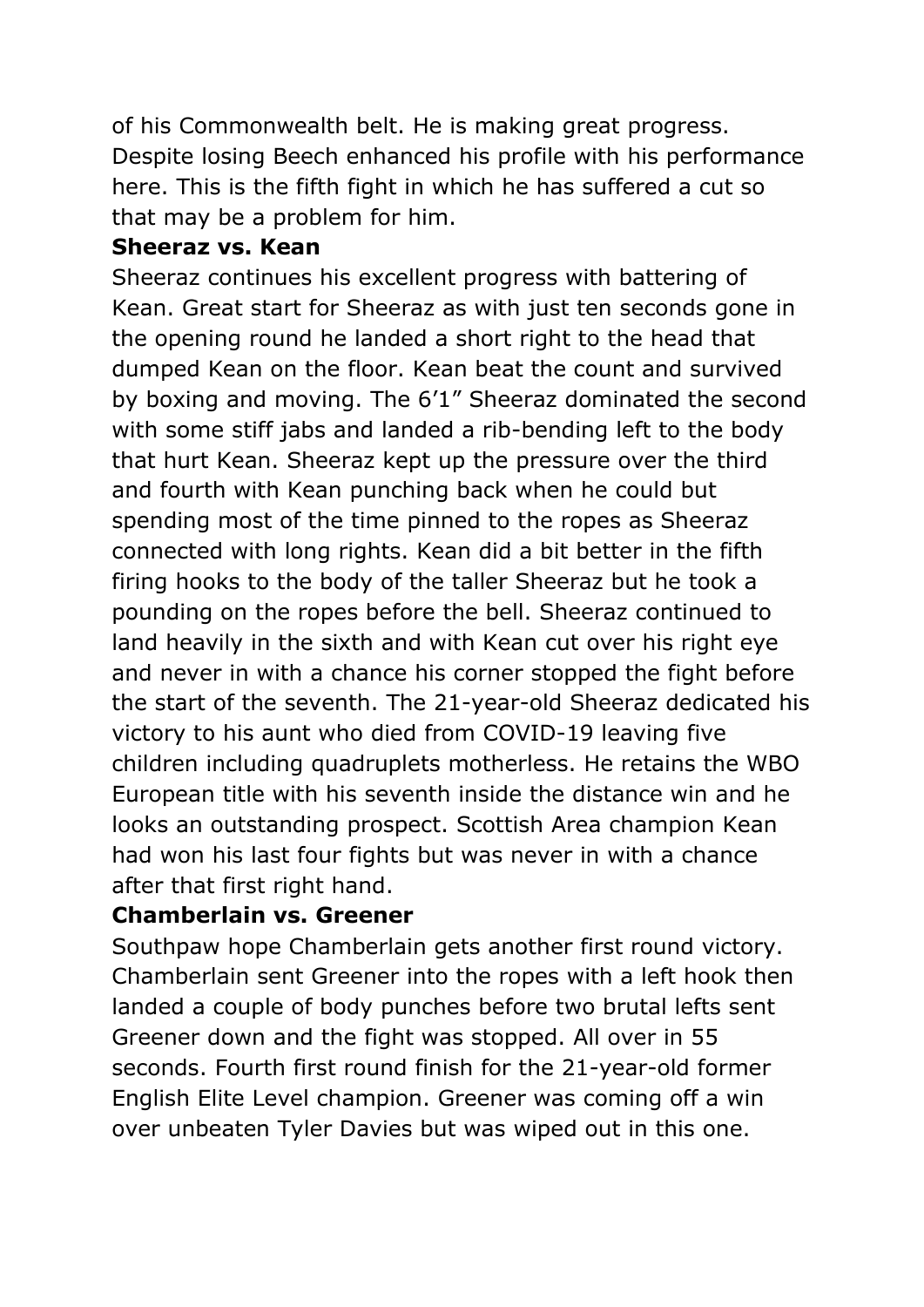of his Commonwealth belt. He is making great progress. Despite losing Beech enhanced his profile with his performance here. This is the fifth fight in which he has suffered a cut so that may be a problem for him.

**Sheeraz vs. Kean**

Sheeraz continues his excellent progress with battering of Kean. Great start for Sheeraz as with just ten seconds gone in the opening round he landed a short right to the head that dumped Kean on the floor. Kean beat the count and survived by boxing and moving. The 6'1" Sheeraz dominated the second with some stiff jabs and landed a rib-bending left to the body that hurt Kean. Sheeraz kept up the pressure over the third and fourth with Kean punching back when he could but spending most of the time pinned to the ropes as Sheeraz connected with long rights. Kean did a bit better in the fifth firing hooks to the body of the taller Sheeraz but he took a pounding on the ropes before the bell. Sheeraz continued to land heavily in the sixth and with Kean cut over his right eye and never in with a chance his corner stopped the fight before the start of the seventh. The 21-year-old Sheeraz dedicated his victory to his aunt who died from COVID-19 leaving five children including quadruplets motherless. He retains the WBO European title with his seventh inside the distance win and he looks an outstanding prospect. Scottish Area champion Kean had won his last four fights but was never in with a chance after that first right hand.

**Chamberlain vs. Greener**

Southpaw hope Chamberlain gets another first round victory. Chamberlain sent Greener into the ropes with a left hook then landed a couple of body punches before two brutal lefts sent Greener down and the fight was stopped. All over in 55 seconds. Fourth first round finish for the 21-year-old former English Elite Level champion. Greener was coming off a win over unbeaten Tyler Davies but was wiped out in this one.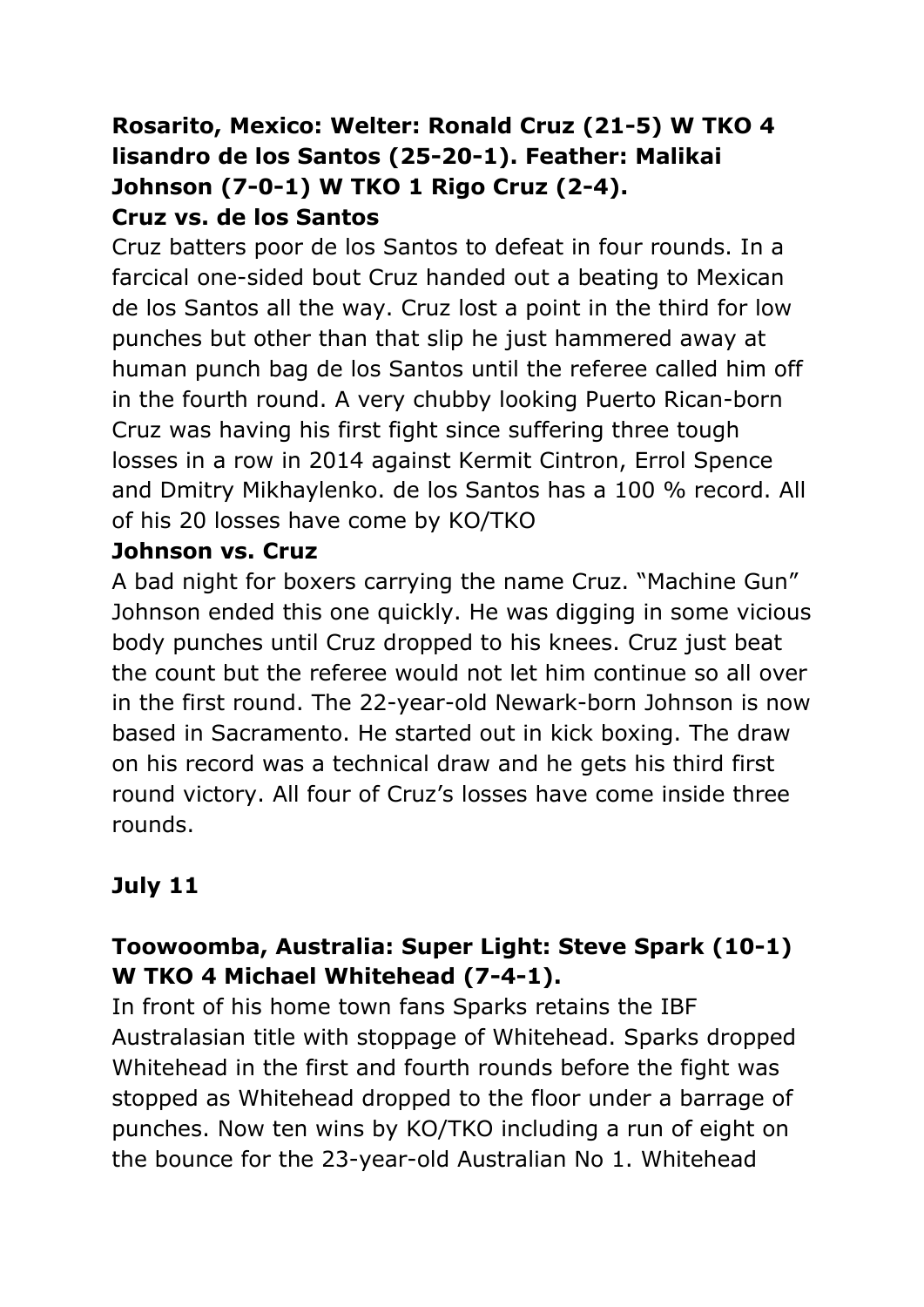**Rosarito, Mexico: Welter: Ronald Cruz (21-5) W TKO 4 lisandro de los Santos (25-20-1). Feather: Malikai Johnson (7-0-1) W TKO 1 Rigo Cruz (2-4).**

**Cruz vs. de los Santos**

Cruz batters poor de los Santos to defeat in four rounds. In a farcical one-sided bout Cruz handed out a beating to Mexican de los Santos all the way. Cruz lost a point in the third for low punches but other than that slip he just hammered away at human punch bag de los Santos until the referee called him off in the fourth round. A very chubby looking Puerto Rican-born Cruz was having his first fight since suffering three tough losses in a row in 2014 against Kermit Cintron, Errol Spence and Dmitry Mikhaylenko. de los Santos has a 100 % record. All of his 20 losses have come by KO/TKO

**Johnson vs. Cruz**

A bad night for boxers carrying the name Cruz. "Machine Gun" Johnson ended this one quickly. He was digging in some vicious body punches until Cruz dropped to his knees. Cruz just beat the count but the referee would not let him continue so all over in the first round. The 22-year-old Newark-born Johnson is now based in Sacramento. He started out in kick boxing. The draw on his record was a technical draw and he gets his third first round victory. All four of Cruz's losses have come inside three rounds.

**July 11**

**Toowoomba, Australia: Super Light: Steve Spark (10-1) W TKO 4 Michael Whitehead (7-4-1).**

In front of his home town fans Sparks retains the IBF Australasian title with stoppage of Whitehead. Sparks dropped Whitehead in the first and fourth rounds before the fight was stopped as Whitehead dropped to the floor under a barrage of punches. Now ten wins by KO/TKO including a run of eight on the bounce for the 23-year-old Australian No 1. Whitehead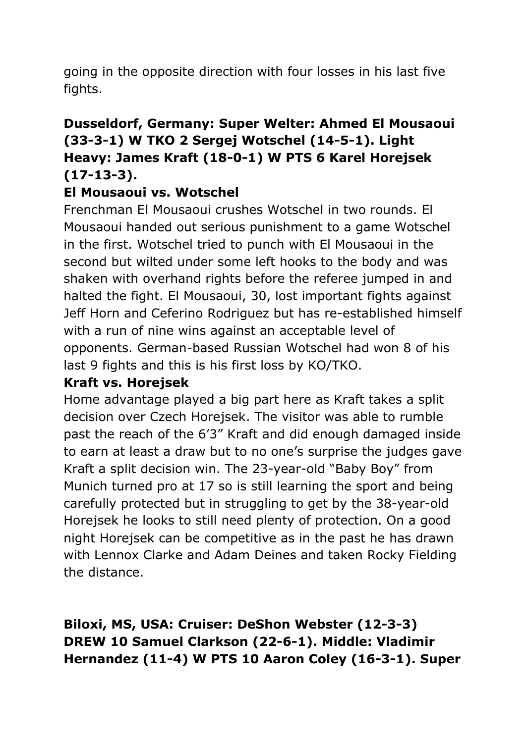going in the opposite direction with four losses in his last five fights.

**Dusseldorf, Germany: Super Welter: Ahmed El Mousaoui (33-3-1) W TKO 2 Sergej Wotschel (14-5-1). Light Heavy: James Kraft (18-0-1) W PTS 6 Karel Horejsek (17-13-3).**

**El Mousaoui vs. Wotschel**

Frenchman El Mousaoui crushes Wotschel in two rounds. El Mousaoui handed out serious punishment to a game Wotschel in the first. Wotschel tried to punch with El Mousaoui in the second but wilted under some left hooks to the body and was shaken with overhand rights before the referee jumped in and halted the fight. El Mousaoui, 30, lost important fights against Jeff Horn and Ceferino Rodriguez but has re-established himself with a run of nine wins against an acceptable level of opponents. German-based Russian Wotschel had won 8 of his last 9 fights and this is his first loss by KO/TKO.

**Kraft vs. Horejsek**

Home advantage played a big part here as Kraft takes a split decision over Czech Horejsek. The visitor was able to rumble past the reach of the 6'3" Kraft and did enough damaged inside to earn at least a draw but to no one's surprise the judges gave Kraft a split decision win. The 23-year-old "Baby Boy" from Munich turned pro at 17 so is still learning the sport and being carefully protected but in struggling to get by the 38-year-old Horejsek he looks to still need plenty of protection. On a good night Horejsek can be competitive as in the past he has drawn with Lennox Clarke and Adam Deines and taken Rocky Fielding the distance.

**Biloxi, MS, USA: Cruiser: DeShon Webster (12-3-3) DREW 10 Samuel Clarkson (22-6-1). Middle: Vladimir Hernandez (11-4) W PTS 10 Aaron Coley (16-3-1). Super**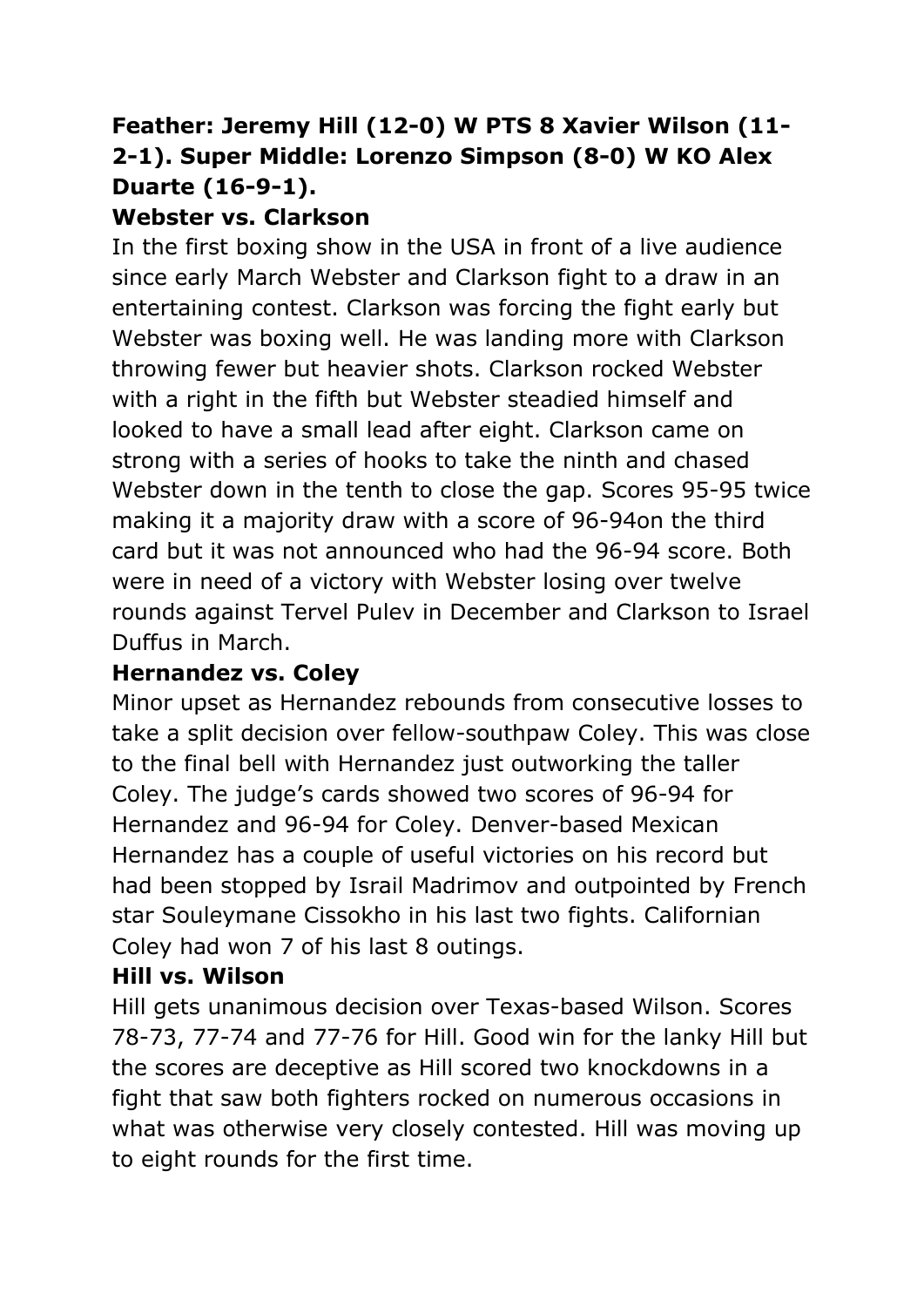**Feather: Jeremy Hill (12-0) W PTS 8 Xavier Wilson (11-2-1). Super Middle: Lorenzo Simpson (8-0) W KO Alex Duarte (16-9-1).**

**Webster vs. Clarkson**

In the first boxing show in the USA in front of a live audience since early March Webster and Clarkson fight to a draw in an entertaining contest. Clarkson was forcing the fight early but Webster was boxing well. He was landing more with Clarkson throwing fewer but heavier shots. Clarkson rocked Webster with a right in the fifth but Webster steadied himself and looked to have a small lead after eight. Clarkson came on strong with a series of hooks to take the ninth and chased Webster down in the tenth to close the gap. Scores 95-95 twice making it a majority draw with a score of 96-94on the third card but it was not announced who had the 96-94 score. Both were in need of a victory with Webster losing over twelve rounds against Tervel Pulev in December and Clarkson to Israel Duffus in March.

**Hernandez vs. Coley**

Minor upset as Hernandez rebounds from consecutive losses to take a split decision over fellow-southpaw Coley. This was close to the final bell with Hernandez just outworking the taller Coley. The judge's cards showed two scores of 96-94 for Hernandez and 96-94 for Coley. Denver-based Mexican Hernandez has a couple of useful victories on his record but had been stopped by Israil Madrimov and outpointed by French star Souleymane Cissokho in his last two fights. Californian Coley had won 7 of his last 8 outings.

**Hill vs. Wilson**

Hill gets unanimous decision over Texas-based Wilson. Scores 78-73, 77-74 and 77-76 for Hill. Good win for the lanky Hill but the scores are deceptive as Hill scored two knockdowns in a fight that saw both fighters rocked on numerous occasions in what was otherwise very closely contested. Hill was moving up to eight rounds for the first time.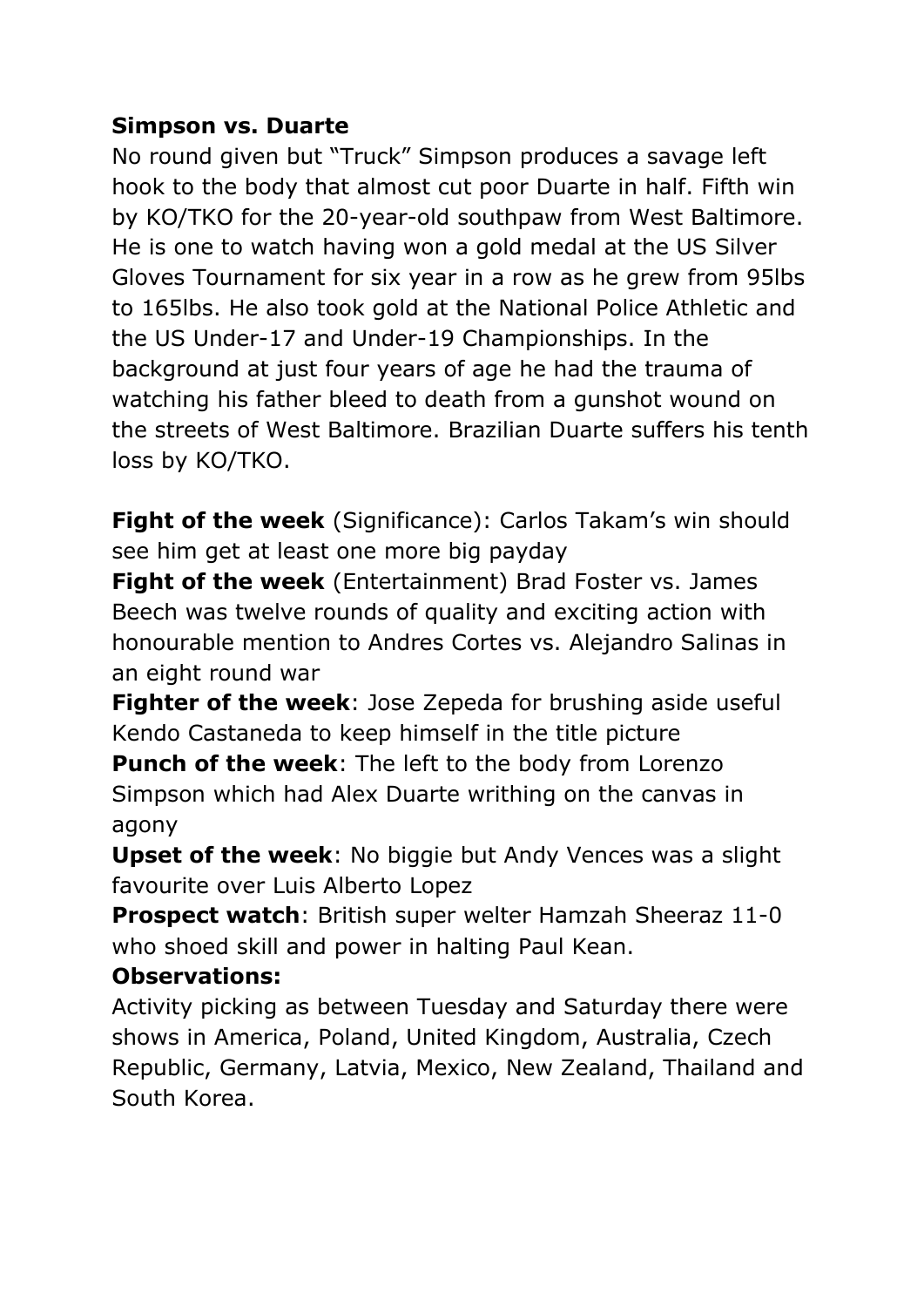**Simpson vs. Duarte**

No round given but "Truck" Simpson produces a savage left hook to the body that almost cut poor Duarte in half. Fifth win by KO/TKO for the 20-year-old southpaw from West Baltimore. He is one to watch having won a gold medal at the US Silver Gloves Tournament for six year in a row as he grew from 95lbs to 165lbs. He also took gold at the National Police Athletic and the US Under-17 and Under-19 Championships. In the background at just four years of age he had the trauma of watching his father bleed to death from a gunshot wound on the streets of West Baltimore. Brazilian Duarte suffers his tenth loss by KO/TKO.

**Fight of the week** (Significance): Carlos Takam's win should see him get at least one more big payday

**Fight of the week** (Entertainment) Brad Foster vs. James Beech was twelve rounds of quality and exciting action with honourable mention to Andres Cortes vs. Alejandro Salinas in an eight round war

**Fighter of the week**: Jose Zepeda for brushing aside useful Kendo Castaneda to keep himself in the title picture

**Punch of the week**: The left to the body from Lorenzo Simpson which had Alex Duarte writhing on the canvas in agony

**Upset of the week**: No biggie but Andy Vences was a slight favourite over Luis Alberto Lopez

**Prospect watch**: British super welter Hamzah Sheeraz 11-0 who shoed skill and power in halting Paul Kean.

**Observations:**

Activity picking as between Tuesday and Saturday there were shows in America, Poland, United Kingdom, Australia, Czech Republic, Germany, Latvia, Mexico, New Zealand, Thailand and South Korea.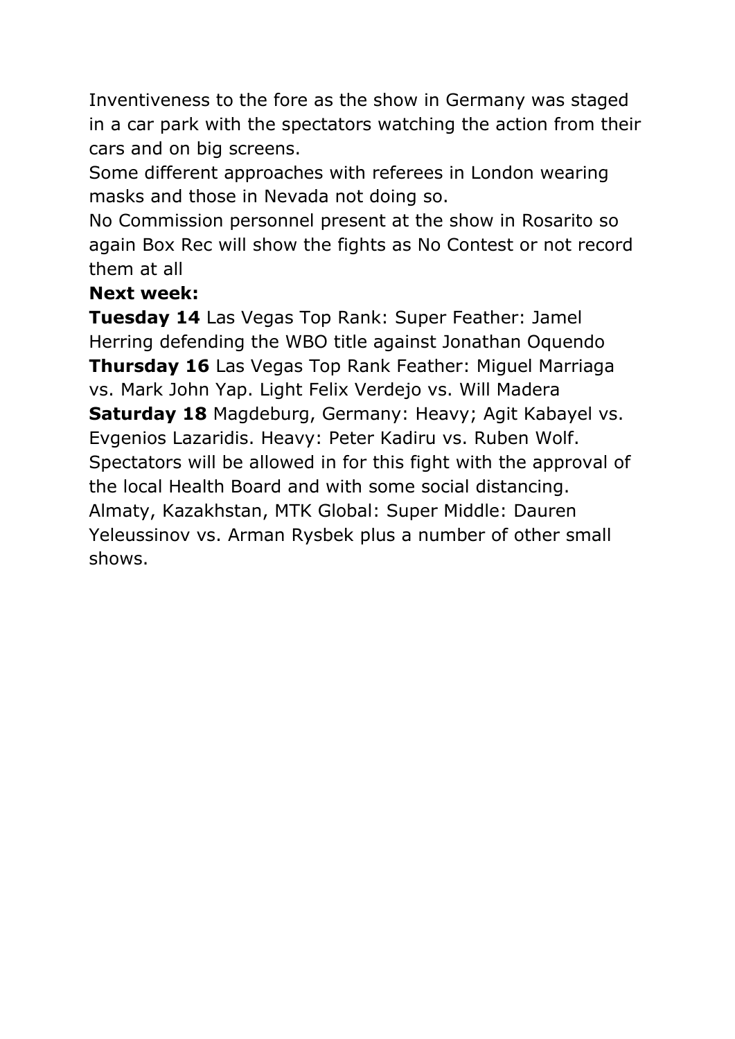Inventiveness to the fore as the show in Germany was staged in a car park with the spectators watching the action from their cars and on big screens.

Some different approaches with referees in London wearing masks and those in Nevada not doing so.

No Commission personnel present at the show in Rosarito so again Box Rec will show the fights as No Contest or not record them at all

**Next week:**

**Tuesday 14** Las Vegas Top Rank: Super Feather: Jamel Herring defending the WBO title against Jonathan Oquendo

**Thursday 16** Las Vegas Top Rank Feather: Miguel Marriaga vs. Mark John Yap. Light Felix Verdejo vs. Will Madera

**Saturday 18** Magdeburg, Germany: Heavy; Agit Kabayel vs. Evgenios Lazaridis. Heavy: Peter Kadiru vs. Ruben Wolf. Spectators will be allowed in for this fight with the approval of the local Health Board and with some social distancing.

Almaty, Kazakhstan, MTK Global: Super Middle: Dauren Yeleussinov vs. Arman Rysbek plus a number of other small shows.